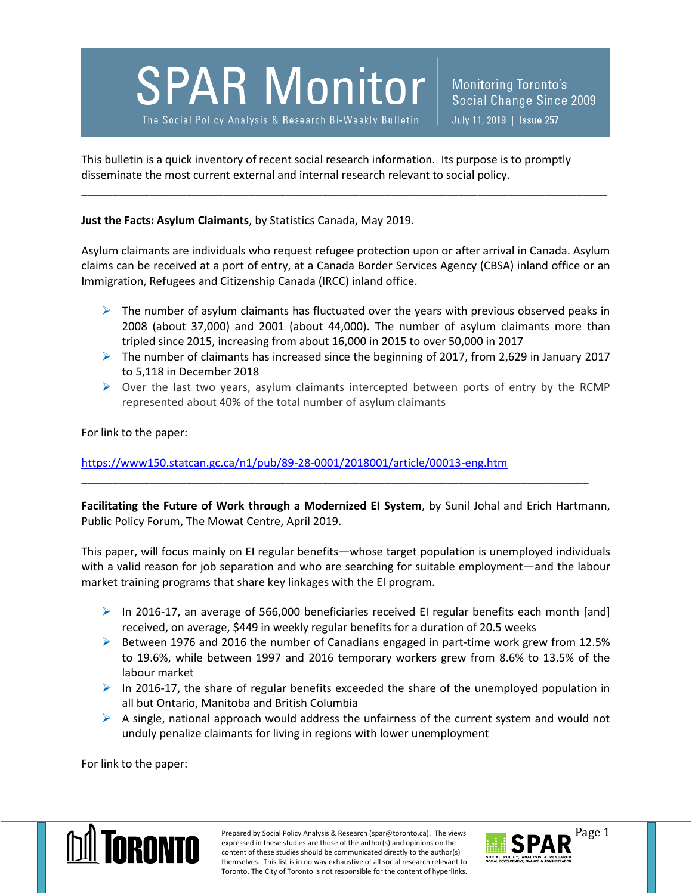# SPAR Monitor

The Social Policy Analysis & Research Bi-Weekly Bulletin

Monitoring Toronto's Social Change Since 2009

July 11, 2019 | Issue 257

This bulletin is a quick inventory of recent social research information. Its purpose is to promptly disseminate the most current external and internal research relevant to social policy.

---

**Just the Facts: Asylum Claimants**, by Statistics Canada, May 2019.

Asylum claimants are individuals who request refugee protection upon or after arrival in Canada. Asylum claims can be received at a port of entry, at a Canada Border Services Agency (CBSA) inland office or an Immigration, Refugees and Citizenship Canada (IRCC) inland office.

- The number of asylum claimants has fluctuated over the years with previous observed peaks in 2008 (about 37,000) and 2001 (about 44,000). The number of asylum claimants more than tripled since 2015, increasing from about 16,000 in 2015 to over 50,000 in 2017
- The number of claimants has increased since the beginning of 2017, from 2,629 in January 2017 to 5,118 in December 2018
- Over the last two years, asylum claimants intercepted between ports of entry by the RCMP represented about 40% of the total number of asylum claimants

For link to the paper:

https://www150.statcan.gc.ca/n1/pub/89-28-0001/2018001/article/00013-eng.htm

---

**Facilitating the Future of Work through a Modernized EI System**, by Sunil Johal and Erich Hartmann, Public Policy Forum, The Mowat Centre, April 2019.

This paper, will focus mainly on EI regular benefits—whose target population is unemployed individuals with a valid reason for job separation and who are searching for suitable employment—and the labour market training programs that share key linkages with the EI program.

- In 2016-17, an average of 566,000 beneficiaries received EI regular benefits each month [and] received, on average, $449 in weekly regular benefits for a duration of 20.5 weeks
- Between 1976 and 2016 the number of Canadians engaged in part-time work grew from 12.5% to 19.6%, while between 1997 and 2016 temporary workers grew from 8.6% to 13.5% of the labour market
- In 2016-17, the share of regular benefits exceeded the share of the unemployed population in all but Ontario, Manitoba and British Columbia
- A single, national approach would address the unfairness of the current system and would not unduly penalize claimants for living in regions with lower unemployment

For link to the paper:

Prepared by Social Policy Analysis & Research (spar@toronto.ca). The views expressed in these studies are those of the author(s) and opinions on the content of these studies should be communicated directly to the author(s) themselves. This list is in no way exhaustive of all social research relevant to Toronto. The City of Toronto is not responsible for the content of hyperlinks.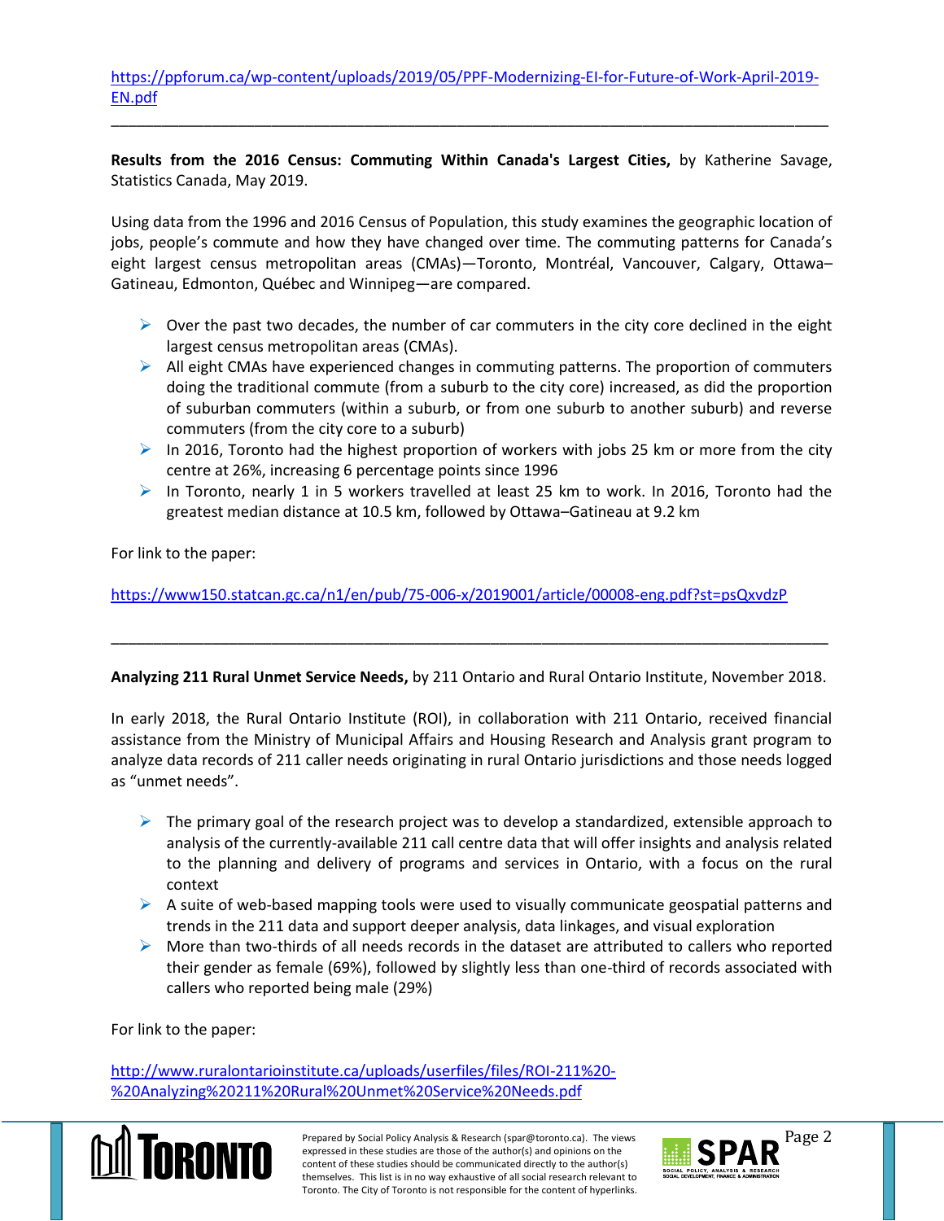https://ppforum.ca/wp-content/uploads/2019/05/PPF-Modernizing-EI-for-Future-of-Work-April-2019-EN.pdf

---

**Results from the 2016 Census: Commuting Within Canada's Largest Cities,** by Katherine Savage, Statistics Canada, May 2019.

Using data from the 1996 and 2016 Census of Population, this study examines the geographic location of jobs, people's commute and how they have changed over time. The commuting patterns for Canada's eight largest census metropolitan areas (CMAs)—Toronto, Montréal, Vancouver, Calgary, Ottawa–Gatineau, Edmonton, Québec and Winnipeg—are compared.

- Over the past two decades, the number of car commuters in the city core declined in the eight largest census metropolitan areas (CMAs).
- All eight CMAs have experienced changes in commuting patterns. The proportion of commuters doing the traditional commute (from a suburb to the city core) increased, as did the proportion of suburban commuters (within a suburb, or from one suburb to another suburb) and reverse commuters (from the city core to a suburb)
- In 2016, Toronto had the highest proportion of workers with jobs 25 km or more from the city centre at 26%, increasing 6 percentage points since 1996
- In Toronto, nearly 1 in 5 workers travelled at least 25 km to work. In 2016, Toronto had the greatest median distance at 10.5 km, followed by Ottawa–Gatineau at 9.2 km

For link to the paper:

https://www150.statcan.gc.ca/n1/en/pub/75-006-x/2019001/article/00008-eng.pdf?st=psQxvdzP

---

**Analyzing 211 Rural Unmet Service Needs,** by 211 Ontario and Rural Ontario Institute, November 2018.

In early 2018, the Rural Ontario Institute (ROI), in collaboration with 211 Ontario, received financial assistance from the Ministry of Municipal Affairs and Housing Research and Analysis grant program to analyze data records of 211 caller needs originating in rural Ontario jurisdictions and those needs logged as "unmet needs".

- The primary goal of the research project was to develop a standardized, extensible approach to analysis of the currently-available 211 call centre data that will offer insights and analysis related to the planning and delivery of programs and services in Ontario, with a focus on the rural context
- A suite of web-based mapping tools were used to visually communicate geospatial patterns and trends in the 211 data and support deeper analysis, data linkages, and visual exploration
- More than two-thirds of all needs records in the dataset are attributed to callers who reported their gender as female (69%), followed by slightly less than one-third of records associated with callers who reported being male (29%)

For link to the paper:

http://www.ruralontarioinstitute.ca/uploads/userfiles/files/ROI-211%20-%20Analyzing%20211%20Rural%20Unmet%20Service%20Needs.pdf

Prepared by Social Policy Analysis & Research (spar@toronto.ca). The views expressed in these studies are those of the author(s) and opinions on the content of these studies should be communicated directly to the author(s) themselves. This list is in no way exhaustive of all social research relevant to Toronto. The City of Toronto is not responsible for the content of hyperlinks.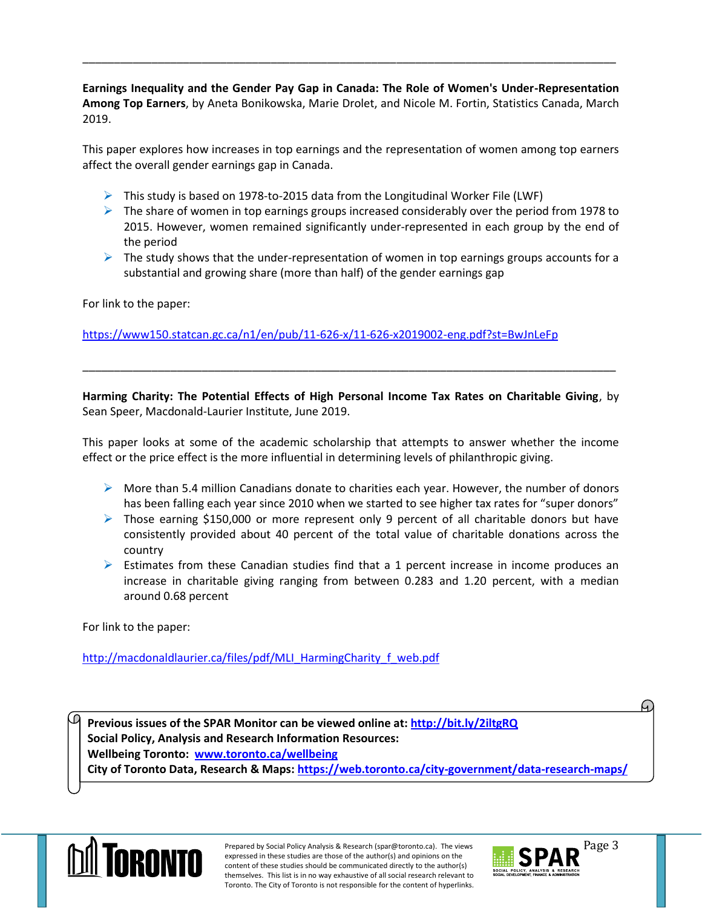---

**Earnings Inequality and the Gender Pay Gap in Canada: The Role of Women's Under-Representation Among Top Earners**, by Aneta Bonikowska, Marie Drolet, and Nicole M. Fortin, Statistics Canada, March 2019.

This paper explores how increases in top earnings and the representation of women among top earners affect the overall gender earnings gap in Canada.

- This study is based on 1978-to-2015 data from the Longitudinal Worker File (LWF)
- The share of women in top earnings groups increased considerably over the period from 1978 to 2015. However, women remained significantly under-represented in each group by the end of the period
- The study shows that the under-representation of women in top earnings groups accounts for a substantial and growing share (more than half) of the gender earnings gap

For link to the paper:

https://www150.statcan.gc.ca/n1/en/pub/11-626-x/11-626-x2019002-eng.pdf?st=BwJnLeFp

---

**Harming Charity: The Potential Effects of High Personal Income Tax Rates on Charitable Giving**, by Sean Speer, Macdonald-Laurier Institute, June 2019.

This paper looks at some of the academic scholarship that attempts to answer whether the income effect or the price effect is the more influential in determining levels of philanthropic giving.

- More than 5.4 million Canadians donate to charities each year. However, the number of donors has been falling each year since 2010 when we started to see higher tax rates for "super donors"
- Those earning $150,000 or more represent only 9 percent of all charitable donors but have consistently provided about 40 percent of the total value of charitable donations across the country
- Estimates from these Canadian studies find that a 1 percent increase in income produces an increase in charitable giving ranging from between 0.283 and 1.20 percent, with a median around 0.68 percent

For link to the paper:

http://macdonaldlaurier.ca/files/pdf/MLI_HarmingCharity_f_web.pdf

**Previous issues of the SPAR Monitor can be viewed online at: http://bit.ly/2iltgRQ**
**Social Policy, Analysis and Research Information Resources:**
**Wellbeing Toronto: www.toronto.ca/wellbeing**
**City of Toronto Data, Research & Maps: https://web.toronto.ca/city-government/data-research-maps/**

Prepared by Social Policy Analysis & Research (spar@toronto.ca). The views expressed in these studies are those of the author(s) and opinions on the content of these studies should be communicated directly to the author(s) themselves. This list is in no way exhaustive of all social research relevant to Toronto. The City of Toronto is not responsible for the content of hyperlinks.